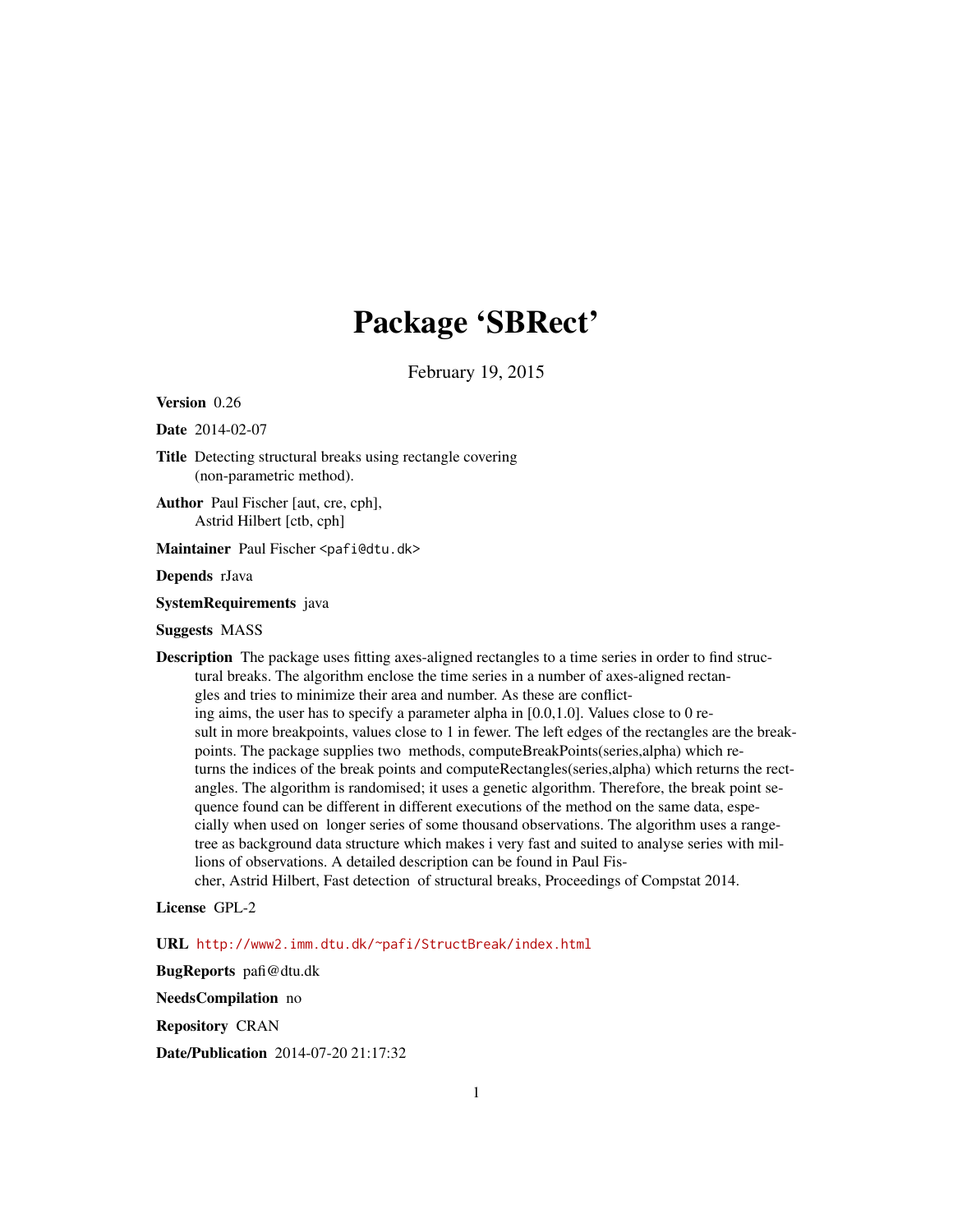# Package 'SBRect'

February 19, 2015

**Version** 0.26

**Date** 2014-02-07

**Title** Detecting structural breaks using rectangle covering (non-parametric method).

**Author** Paul Fischer [aut, cre, cph], Astrid Hilbert [ctb, cph]

**Maintainer** Paul Fischer <pafi@dtu.dk>

**Depends** rJava

**SystemRequirements** java

**Suggests** MASS

**Description** The package uses fitting axes-aligned rectangles to a time series in order to find structural breaks. The algorithm enclose the time series in a number of axes-aligned rectangles and tries to minimize their area and number. As these are conflicting aims, the user has to specify a parameter alpha in [0.0,1.0]. Values close to 0 result in more breakpoints, values close to 1 in fewer. The left edges of the rectangles are the breakpoints. The package supplies two methods, computeBreakPoints(series,alpha) which returns the indices of the break points and computeRectangles(series,alpha) which returns the rectangles. The algorithm is randomised; it uses a genetic algorithm. Therefore, the break point sequence found can be different in different executions of the method on the same data, especially when used on longer series of some thousand observations. The algorithm uses a range-tree as background data structure which makes i very fast and suited to analyse series with millions of observations. A detailed description can be found in Paul Fischer, Astrid Hilbert, Fast detection of structural breaks, Proceedings of Compstat 2014.

**License** GPL-2

**URL** http://www2.imm.dtu.dk/~pafi/StructBreak/index.html

**BugReports** pafi@dtu.dk

**NeedsCompilation** no

**Repository** CRAN

**Date/Publication** 2014-07-20 21:17:32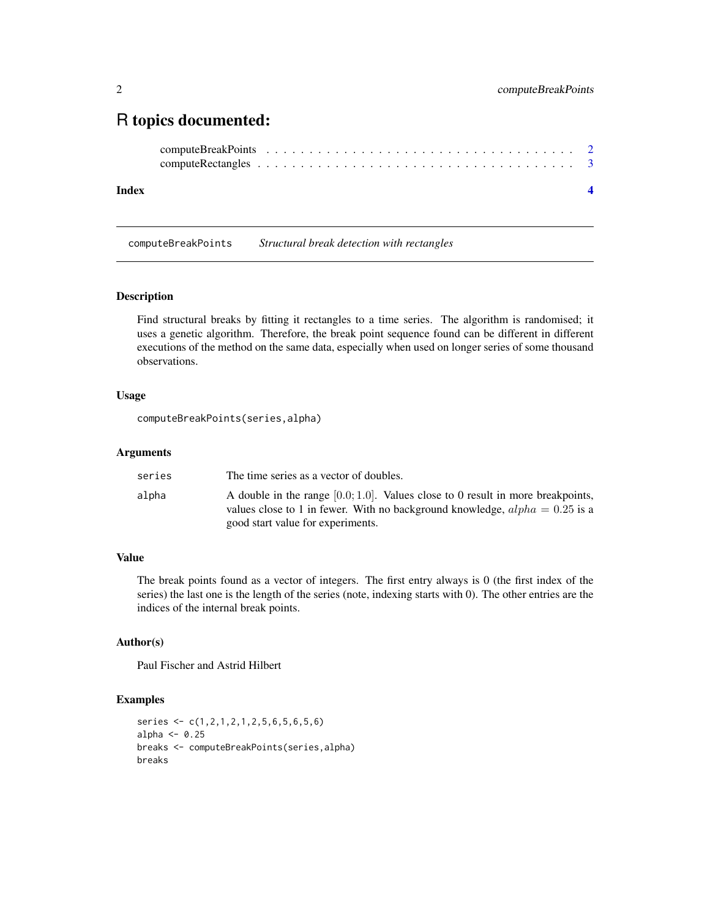# R topics documented:

computeBreakPoints . . . . . . . . . . . . . . . . . . . . . . . . . . . . . . . . . . . . 2
computeRectangles . . . . . . . . . . . . . . . . . . . . . . . . . . . . . . . . . . . . 3

**Index** **4**

---

computeBreakPoints &emsp; *Structural break detection with rectangles*

---

### Description

Find structural breaks by fitting it rectangles to a time series. The algorithm is randomised; it uses a genetic algorithm. Therefore, the break point sequence found can be different in different executions of the method on the same data, especially when used on longer series of some thousand observations.

### Usage

```
computeBreakPoints(series,alpha)
```

### Arguments

| | |
|---|---|
| series | The time series as a vector of doubles. |
| alpha | A double in the range $[0.0; 1.0]$. Values close to 0 result in more breakpoints, values close to 1 in fewer. With no background knowledge, $alpha = 0.25$ is a good start value for experiments. |

### Value

The break points found as a vector of integers. The first entry always is 0 (the first index of the series) the last one is the length of the series (note, indexing starts with 0). The other entries are the indices of the internal break points.

### Author(s)

Paul Fischer and Astrid Hilbert

### Examples

```
series <- c(1,2,1,2,1,2,5,6,5,6,5,6)
alpha <- 0.25
breaks <- computeBreakPoints(series,alpha)
breaks
```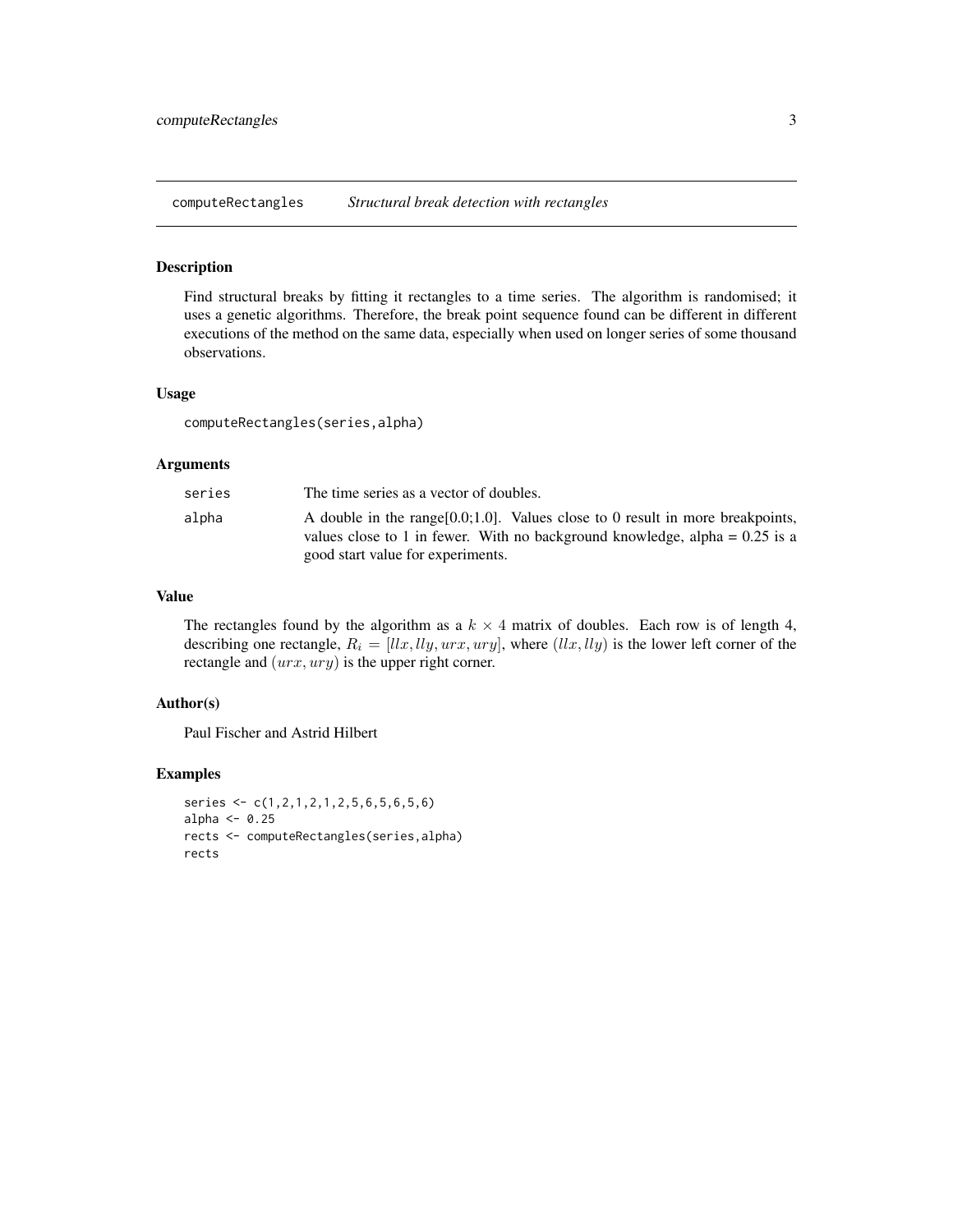computeRectangles *Structural break detection with rectangles*

## Description

Find structural breaks by fitting it rectangles to a time series. The algorithm is randomised; it uses a genetic algorithms. Therefore, the break point sequence found can be different in different executions of the method on the same data, especially when used on longer series of some thousand observations.

## Usage

```
computeRectangles(series,alpha)
```

## Arguments

| | |
|---|---|
| series | The time series as a vector of doubles. |
| alpha | A double in the range[0.0;1.0]. Values close to 0 result in more breakpoints, values close to 1 in fewer. With no background knowledge, alpha = 0.25 is a good start value for experiments. |

## Value

The rectangles found by the algorithm as a $k \times 4$ matrix of doubles. Each row is of length 4, describing one rectangle, $R_i = [llx, lly, urx, ury]$, where $(llx, lly)$ is the lower left corner of the rectangle and $(urx, ury)$ is the upper right corner.

## Author(s)

Paul Fischer and Astrid Hilbert

## Examples

```
series <- c(1,2,1,2,1,2,5,6,5,6,5,6)
alpha <- 0.25
rects <- computeRectangles(series,alpha)
rects
```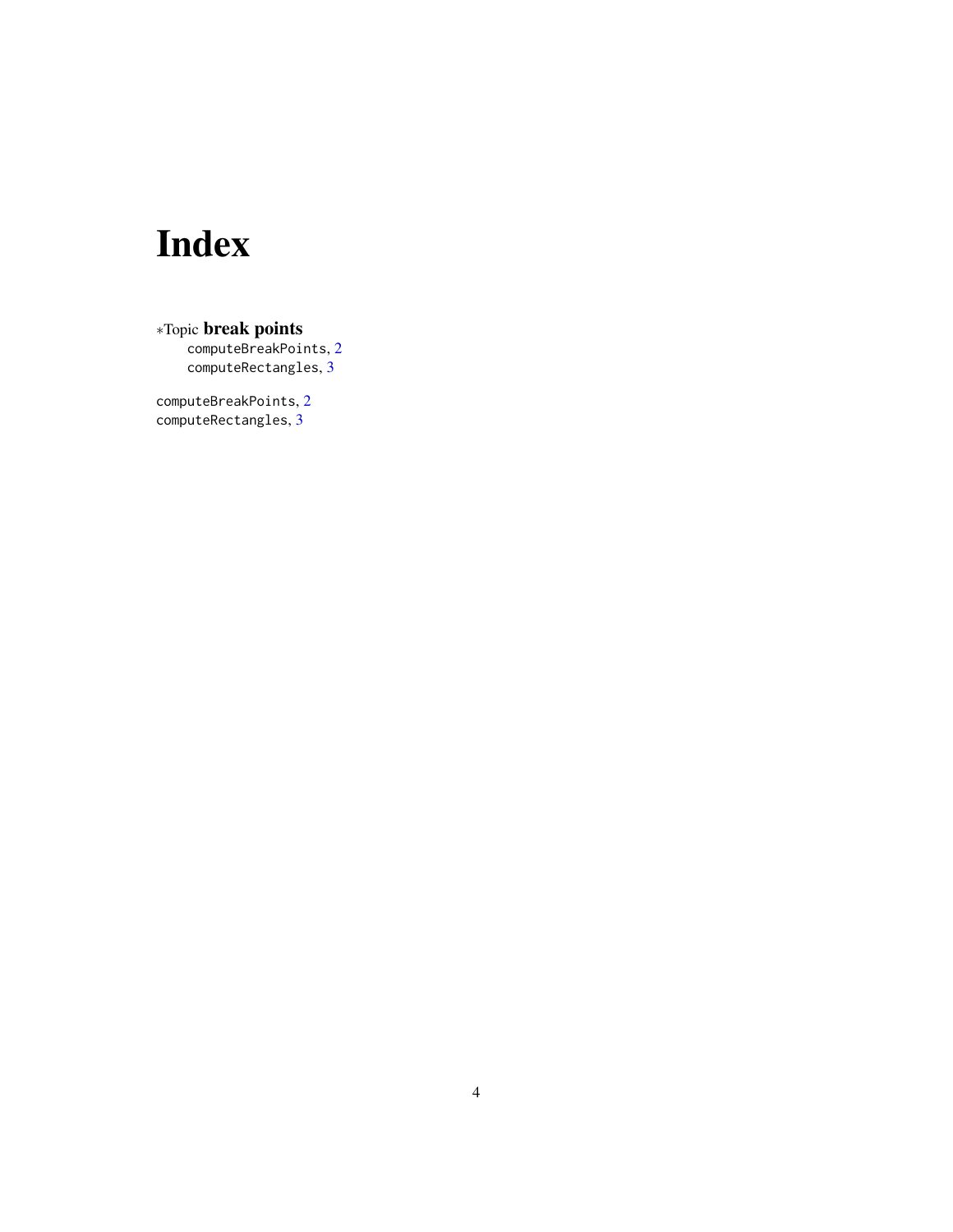# Index

*Topic **break points**

    computeBreakPoints, 2
    computeRectangles, 3

computeBreakPoints, 2
computeRectangles, 3